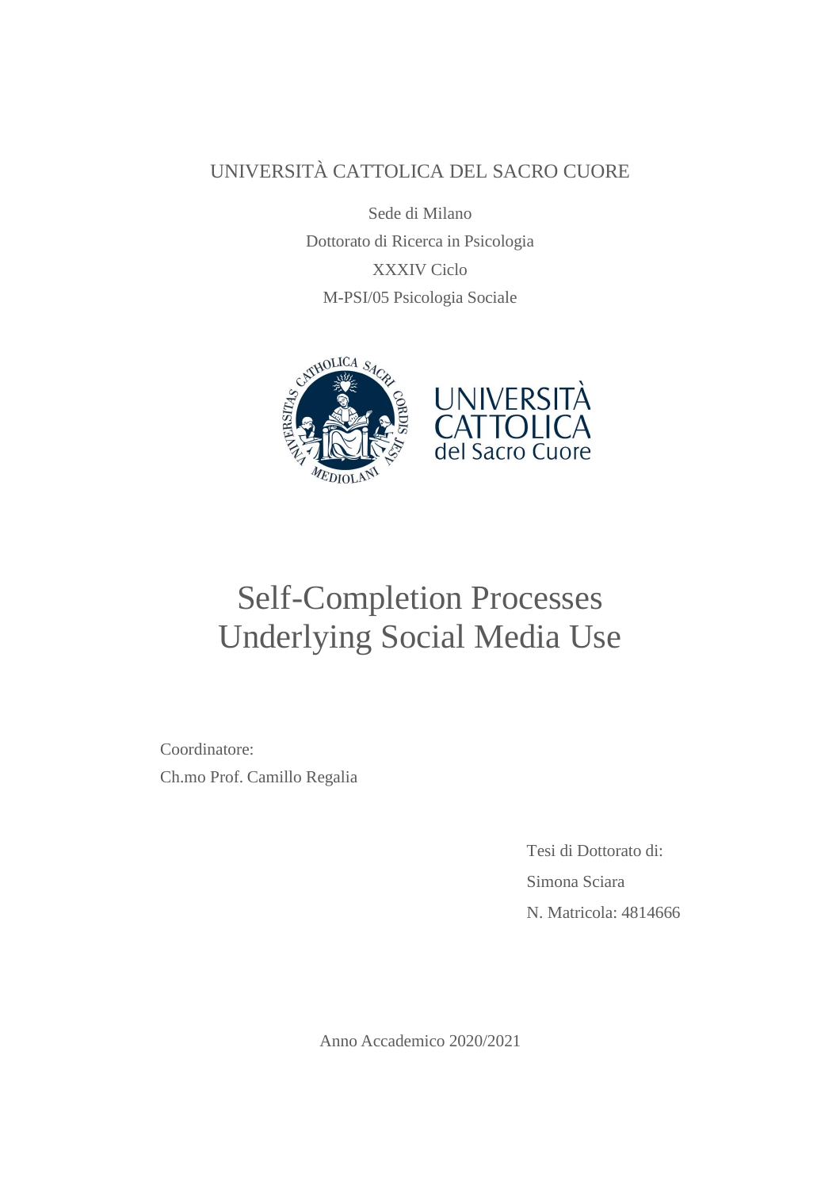UNIVERSITÀ CATTOLICA DEL SACRO CUORE

Sede di Milano

Dottorato di Ricerca in Psicologia

XXXIV Ciclo

M-PSI/05 Psicologia Sociale

# Self-Completion Processes Underlying Social Media Use

Coordinatore:

Ch.mo Prof. Camillo Regalia

Tesi di Dottorato di:

Simona Sciara

N. Matricola: 4814666

Anno Accademico 2020/2021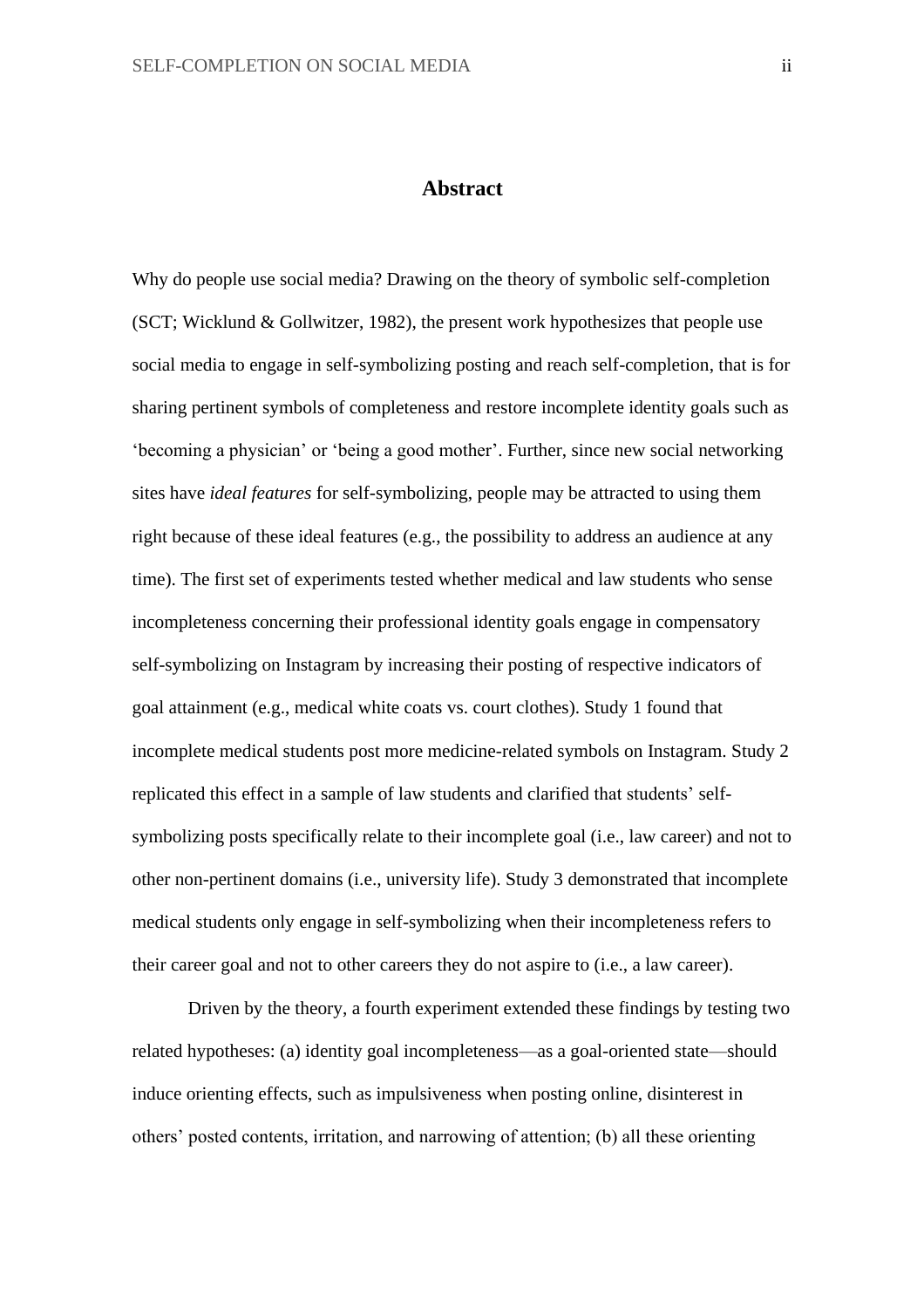# Abstract

Why do people use social media? Drawing on the theory of symbolic self-completion (SCT; Wicklund & Gollwitzer, 1982), the present work hypothesizes that people use social media to engage in self-symbolizing posting and reach self-completion, that is for sharing pertinent symbols of completeness and restore incomplete identity goals such as 'becoming a physician' or 'being a good mother'. Further, since new social networking sites have *ideal features* for self-symbolizing, people may be attracted to using them right because of these ideal features (e.g., the possibility to address an audience at any time). The first set of experiments tested whether medical and law students who sense incompleteness concerning their professional identity goals engage in compensatory self-symbolizing on Instagram by increasing their posting of respective indicators of goal attainment (e.g., medical white coats vs. court clothes). Study 1 found that incomplete medical students post more medicine-related symbols on Instagram. Study 2 replicated this effect in a sample of law students and clarified that students' self-symbolizing posts specifically relate to their incomplete goal (i.e., law career) and not to other non-pertinent domains (i.e., university life). Study 3 demonstrated that incomplete medical students only engage in self-symbolizing when their incompleteness refers to their career goal and not to other careers they do not aspire to (i.e., a law career).

Driven by the theory, a fourth experiment extended these findings by testing two related hypotheses: (a) identity goal incompleteness—as a goal-oriented state—should induce orienting effects, such as impulsiveness when posting online, disinterest in others' posted contents, irritation, and narrowing of attention; (b) all these orienting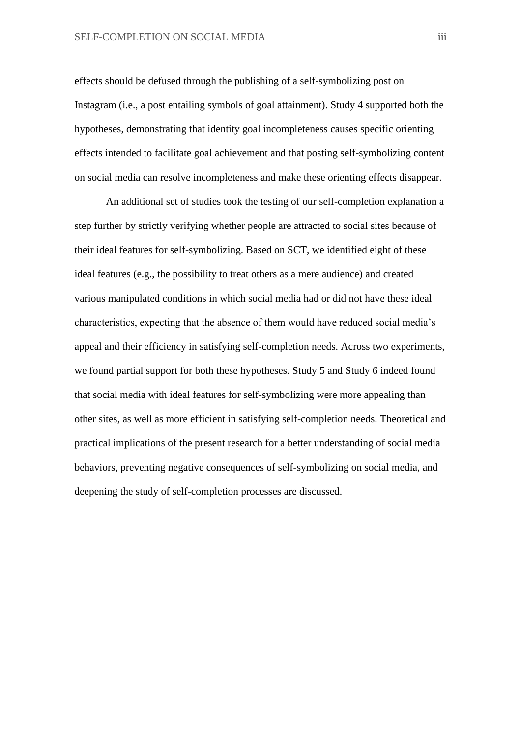effects should be defused through the publishing of a self-symbolizing post on Instagram (i.e., a post entailing symbols of goal attainment). Study 4 supported both the hypotheses, demonstrating that identity goal incompleteness causes specific orienting effects intended to facilitate goal achievement and that posting self-symbolizing content on social media can resolve incompleteness and make these orienting effects disappear.

An additional set of studies took the testing of our self-completion explanation a step further by strictly verifying whether people are attracted to social sites because of their ideal features for self-symbolizing. Based on SCT, we identified eight of these ideal features (e.g., the possibility to treat others as a mere audience) and created various manipulated conditions in which social media had or did not have these ideal characteristics, expecting that the absence of them would have reduced social media's appeal and their efficiency in satisfying self-completion needs. Across two experiments, we found partial support for both these hypotheses. Study 5 and Study 6 indeed found that social media with ideal features for self-symbolizing were more appealing than other sites, as well as more efficient in satisfying self-completion needs. Theoretical and practical implications of the present research for a better understanding of social media behaviors, preventing negative consequences of self-symbolizing on social media, and deepening the study of self-completion processes are discussed.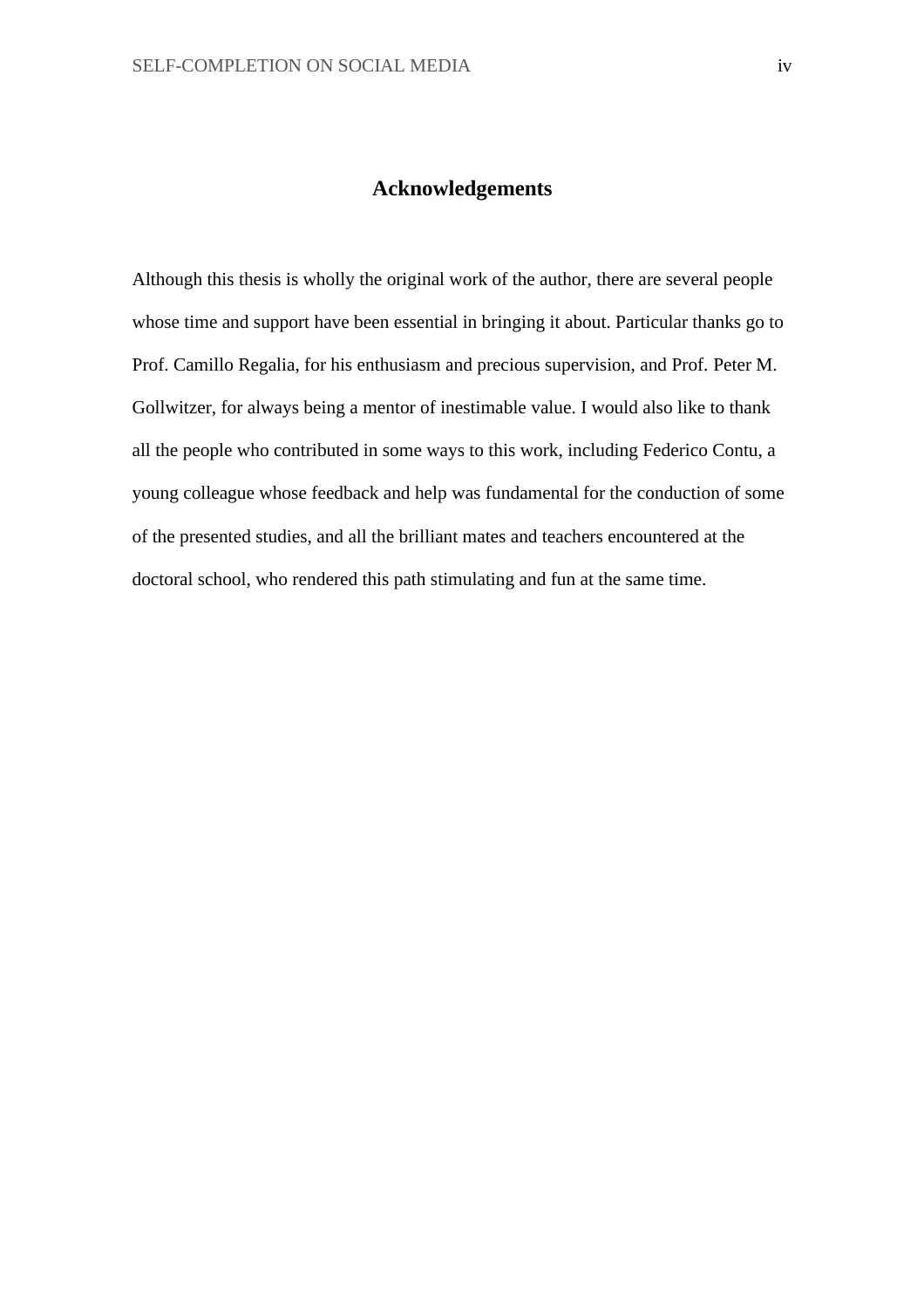# Acknowledgements

Although this thesis is wholly the original work of the author, there are several people whose time and support have been essential in bringing it about. Particular thanks go to Prof. Camillo Regalia, for his enthusiasm and precious supervision, and Prof. Peter M. Gollwitzer, for always being a mentor of inestimable value. I would also like to thank all the people who contributed in some ways to this work, including Federico Contu, a young colleague whose feedback and help was fundamental for the conduction of some of the presented studies, and all the brilliant mates and teachers encountered at the doctoral school, who rendered this path stimulating and fun at the same time.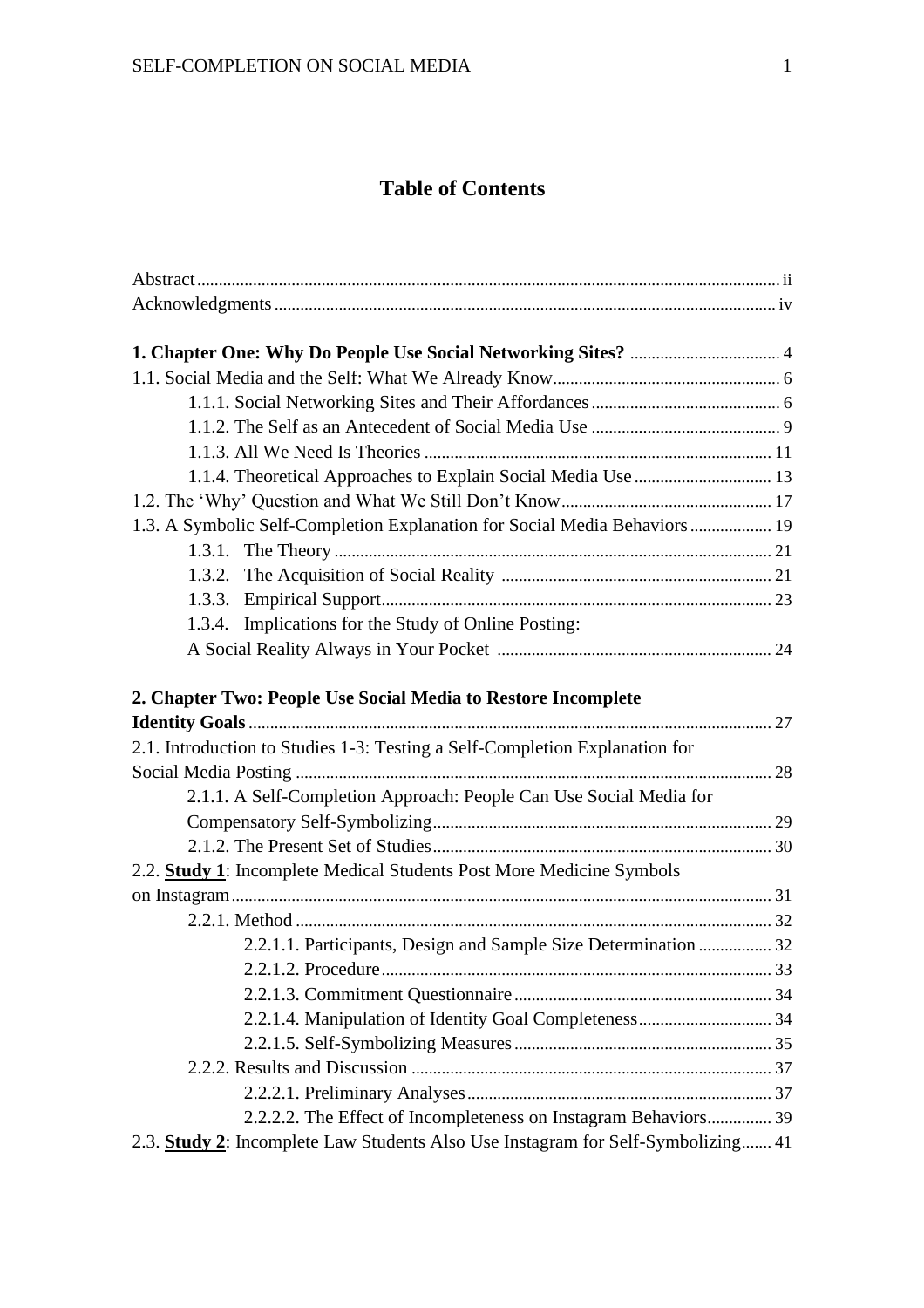# Table of Contents

Abstract ...... ii
Acknowledgments ...... iv

**1. Chapter One: Why Do People Use Social Networking Sites?** ...... 4
1.1. Social Media and the Self: What We Already Know ...... 6
  1.1.1. Social Networking Sites and Their Affordances ...... 6
  1.1.2. The Self as an Antecedent of Social Media Use ...... 9
  1.1.3. All We Need Is Theories ...... 11
  1.1.4. Theoretical Approaches to Explain Social Media Use ...... 13
1.2. The 'Why' Question and What We Still Don't Know ...... 17
1.3. A Symbolic Self-Completion Explanation for Social Media Behaviors ...... 19
  1.3.1. The Theory ...... 21
  1.3.2. The Acquisition of Social Reality ...... 21
  1.3.3. Empirical Support ...... 23
  1.3.4. Implications for the Study of Online Posting: A Social Reality Always in Your Pocket ...... 24

**2. Chapter Two: People Use Social Media to Restore Incomplete Identity Goals** ...... 27
2.1. Introduction to Studies 1-3: Testing a Self-Completion Explanation for Social Media Posting ...... 28
  2.1.1. A Self-Completion Approach: People Can Use Social Media for Compensatory Self-Symbolizing ...... 29
  2.1.2. The Present Set of Studies ...... 30
2.2. **Study 1**: Incomplete Medical Students Post More Medicine Symbols on Instagram ...... 31
  2.2.1. Method ...... 32
    2.2.1.1. Participants, Design and Sample Size Determination ...... 32
    2.2.1.2. Procedure ...... 33
    2.2.1.3. Commitment Questionnaire ...... 34
    2.2.1.4. Manipulation of Identity Goal Completeness ...... 34
    2.2.1.5. Self-Symbolizing Measures ...... 35
  2.2.2. Results and Discussion ...... 37
    2.2.2.1. Preliminary Analyses ...... 37
    2.2.2.2. The Effect of Incompleteness on Instagram Behaviors ...... 39
2.3. **Study 2**: Incomplete Law Students Also Use Instagram for Self-Symbolizing ...... 41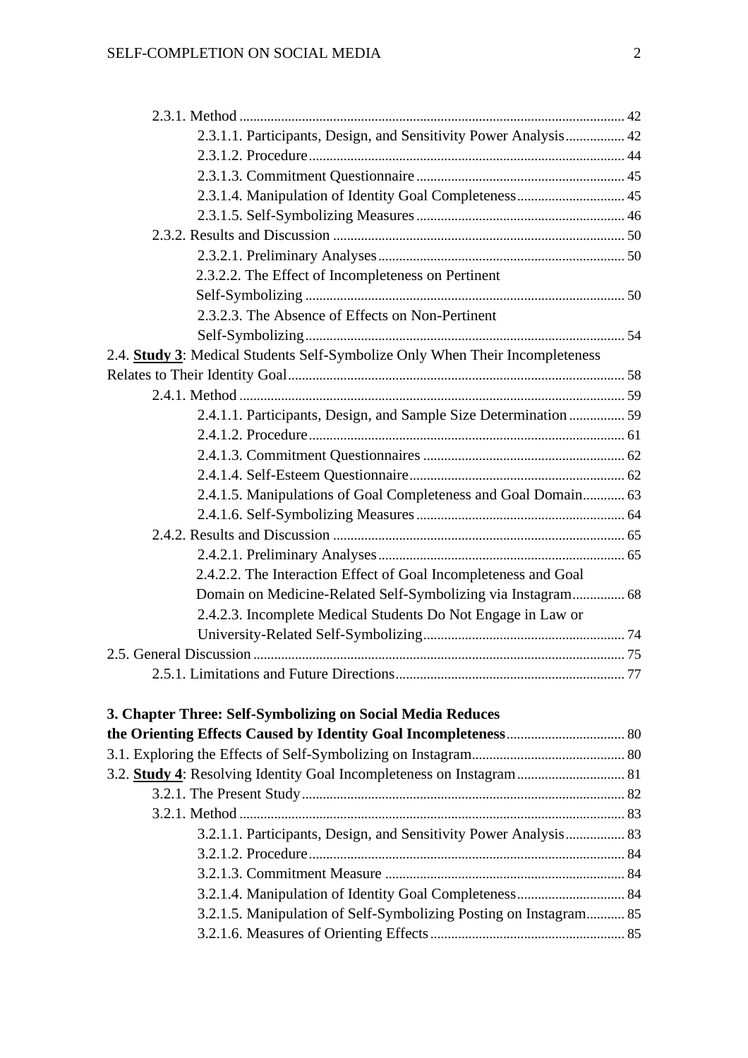2.3.1. Method ........................................................................................................ 42

2.3.1.1. Participants, Design, and Sensitivity Power Analysis ................ 42

2.3.1.2. Procedure ........................................................................................ 44

2.3.1.3. Commitment Questionnaire ........................................................... 45

2.3.1.4. Manipulation of Identity Goal Completeness .............................. 45

2.3.1.5. Self-Symbolizing Measures ........................................................... 46

2.3.2. Results and Discussion .................................................................................. 50

2.3.2.1. Preliminary Analyses ..................................................................... 50

2.3.2.2. The Effect of Incompleteness on Pertinent Self-Symbolizing ........................................................................................... 50

2.3.2.3. The Absence of Effects on Non-Pertinent Self-Symbolizing ........................................................................................... 54

2.4. **Study 3**: Medical Students Self-Symbolize Only When Their Incompleteness Relates to Their Identity Goal ............................................................................................ 58

2.4.1. Method ........................................................................................................ 59

2.4.1.1. Participants, Design, and Sample Size Determination ................ 59

2.4.1.2. Procedure ........................................................................................ 61

2.4.1.3. Commitment Questionnaires ......................................................... 62

2.4.1.4. Self-Esteem Questionnaire ............................................................. 62

2.4.1.5. Manipulations of Goal Completeness and Goal Domain ............ 63

2.4.1.6. Self-Symbolizing Measures ........................................................... 64

2.4.2. Results and Discussion .................................................................................. 65

2.4.2.1. Preliminary Analyses ..................................................................... 65

2.4.2.2. The Interaction Effect of Goal Incompleteness and Goal Domain on Medicine-Related Self-Symbolizing via Instagram ............... 68

2.4.2.3. Incomplete Medical Students Do Not Engage in Law or University-Related Self-Symbolizing ......................................................... 74

2.5. General Discussion ........................................................................................................ 75

2.5.1. Limitations and Future Directions ................................................................. 77

**3. Chapter Three: Self-Symbolizing on Social Media Reduces the Orienting Effects Caused by Identity Goal Incompleteness** ................................. 80

3.1. Exploring the Effects of Self-Symbolizing on Instagram ........................................... 80

3.2. **Study 4**: Resolving Identity Goal Incompleteness on Instagram .............................. 81

3.2.1. The Present Study ........................................................................................... 82

3.2.1. Method ........................................................................................................ 83

3.2.1.1. Participants, Design, and Sensitivity Power Analysis ................ 83

3.2.1.2. Procedure ........................................................................................ 84

3.2.1.3. Commitment Measure .................................................................... 84

3.2.1.4. Manipulation of Identity Goal Completeness .............................. 84

3.2.1.5. Manipulation of Self-Symbolizing Posting on Instagram ........... 85

3.2.1.6. Measures of Orienting Effects ....................................................... 85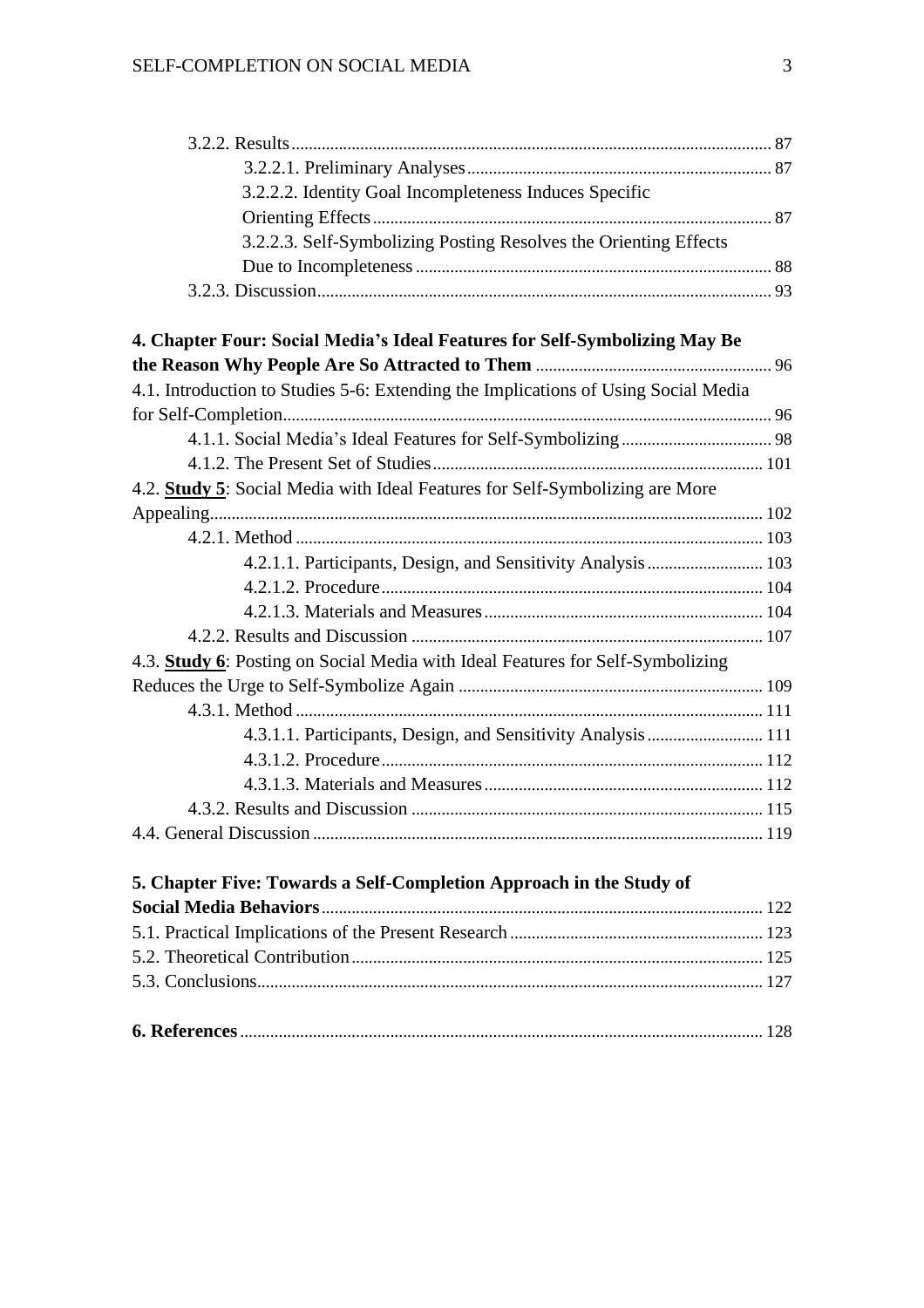3.2.2. Results ... 87

3.2.2.1. Preliminary Analyses ... 87

3.2.2.2. Identity Goal Incompleteness Induces Specific Orienting Effects ... 87

3.2.2.3. Self-Symbolizing Posting Resolves the Orienting Effects Due to Incompleteness ... 88

3.2.3. Discussion ... 93

**4. Chapter Four: Social Media's Ideal Features for Self-Symbolizing May Be the Reason Why People Are So Attracted to Them** ... 96

4.1. Introduction to Studies 5-6: Extending the Implications of Using Social Media for Self-Completion ... 96

4.1.1. Social Media's Ideal Features for Self-Symbolizing ... 98

4.1.2. The Present Set of Studies ... 101

4.2. **Study 5**: Social Media with Ideal Features for Self-Symbolizing are More Appealing ... 102

4.2.1. Method ... 103

4.2.1.1. Participants, Design, and Sensitivity Analysis ... 103

4.2.1.2. Procedure ... 104

4.2.1.3. Materials and Measures ... 104

4.2.2. Results and Discussion ... 107

4.3. **Study 6**: Posting on Social Media with Ideal Features for Self-Symbolizing Reduces the Urge to Self-Symbolize Again ... 109

4.3.1. Method ... 111

4.3.1.1. Participants, Design, and Sensitivity Analysis ... 111

4.3.1.2. Procedure ... 112

4.3.1.3. Materials and Measures ... 112

4.3.2. Results and Discussion ... 115

4.4. General Discussion ... 119

**5. Chapter Five: Towards a Self-Completion Approach in the Study of Social Media Behaviors** ... 122

5.1. Practical Implications of the Present Research ... 123

5.2. Theoretical Contribution ... 125

5.3. Conclusions ... 127

**6. References** ... 128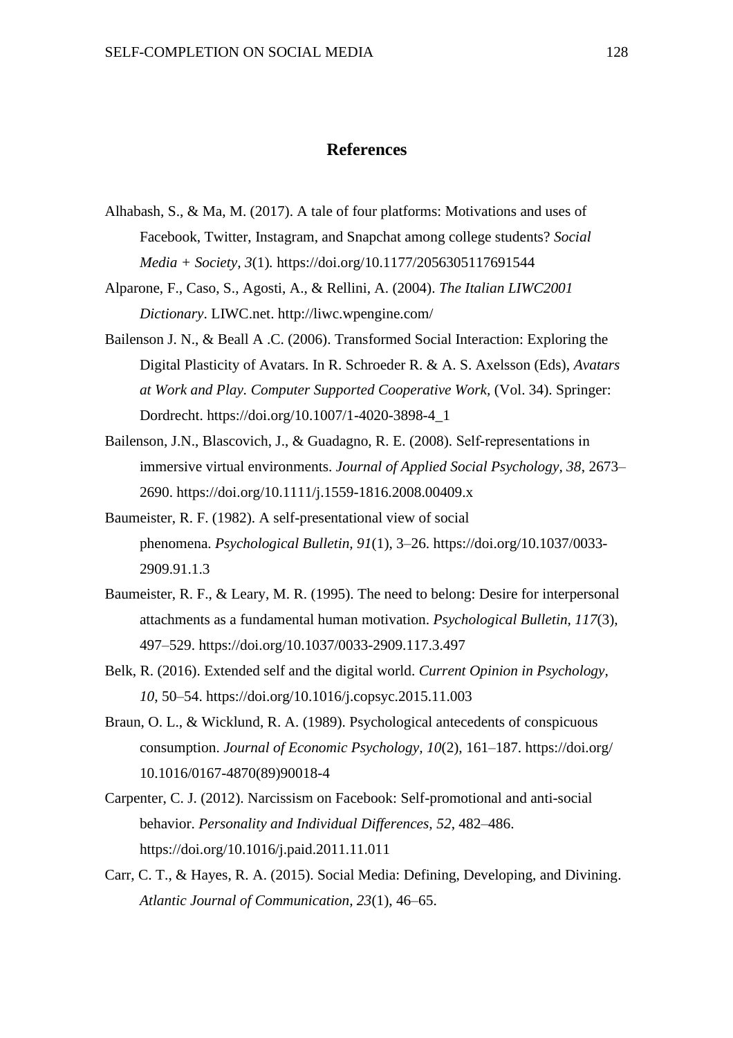# References

Alhabash, S., & Ma, M. (2017). A tale of four platforms: Motivations and uses of Facebook, Twitter, Instagram, and Snapchat among college students? *Social Media + Society*, *3*(1). https://doi.org/10.1177/2056305117691544

Alparone, F., Caso, S., Agosti, A., & Rellini, A. (2004). *The Italian LIWC2001 Dictionary*. LIWC.net. http://liwc.wpengine.com/

Bailenson J. N., & Beall A .C. (2006). Transformed Social Interaction: Exploring the Digital Plasticity of Avatars. In R. Schroeder R. & A. S. Axelsson (Eds), *Avatars at Work and Play. Computer Supported Cooperative Work,* (Vol. 34). Springer: Dordrecht. https://doi.org/10.1007/1-4020-3898-4_1

Bailenson, J.N., Blascovich, J., & Guadagno, R. E. (2008). Self-representations in immersive virtual environments. *Journal of Applied Social Psychology*, *38*, 2673–2690. https://doi.org/10.1111/j.1559-1816.2008.00409.x

Baumeister, R. F. (1982). A self-presentational view of social phenomena. *Psychological Bulletin, 91*(1), 3–26. https://doi.org/10.1037/0033-2909.91.1.3

Baumeister, R. F., & Leary, M. R. (1995). The need to belong: Desire for interpersonal attachments as a fundamental human motivation. *Psychological Bulletin, 117*(3), 497–529. https://doi.org/10.1037/0033-2909.117.3.497

Belk, R. (2016). Extended self and the digital world. *Current Opinion in Psychology, 10*, 50–54. https://doi.org/10.1016/j.copsyc.2015.11.003

Braun, O. L., & Wicklund, R. A. (1989). Psychological antecedents of conspicuous consumption. *Journal of Economic Psychology, 10*(2), 161–187. https://doi.org/ 10.1016/0167-4870(89)90018-4

Carpenter, C. J. (2012). Narcissism on Facebook: Self-promotional and anti-social behavior. *Personality and Individual Differences*, *52*, 482–486. https://doi.org/10.1016/j.paid.2011.11.011

Carr, C. T., & Hayes, R. A. (2015). Social Media: Defining, Developing, and Divining. *Atlantic Journal of Communication, 23*(1), 46–65.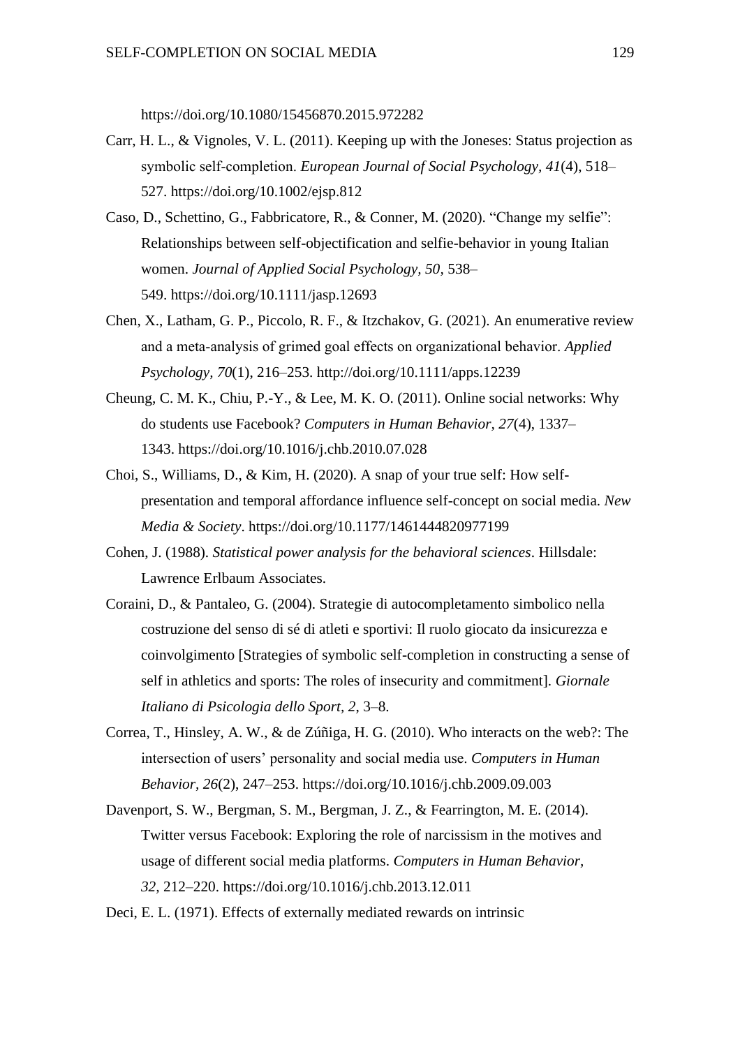https://doi.org/10.1080/15456870.2015.972282

Carr, H. L., & Vignoles, V. L. (2011). Keeping up with the Joneses: Status projection as symbolic self-completion. *European Journal of Social Psychology*, *41*(4), 518–527. https://doi.org/10.1002/ejsp.812

Caso, D., Schettino, G., Fabbricatore, R., & Conner, M. (2020). “Change my selfie”: Relationships between self-objectification and selfie-behavior in young Italian women. *Journal of Applied Social Psychology, 50*, 538–549. https://doi.org/10.1111/jasp.12693

Chen, X., Latham, G. P., Piccolo, R. F., & Itzchakov, G. (2021). An enumerative review and a meta-analysis of grimed goal effects on organizational behavior. *Applied Psychology, 70*(1), 216–253. http://doi.org/10.1111/apps.12239

Cheung, C. M. K., Chiu, P.-Y., & Lee, M. K. O. (2011). Online social networks: Why do students use Facebook? *Computers in Human Behavior*, *27*(4), 1337–1343. https://doi.org/10.1016/j.chb.2010.07.028

Choi, S., Williams, D., & Kim, H. (2020). A snap of your true self: How self-presentation and temporal affordance influence self-concept on social media. *New Media & Society*. https://doi.org/10.1177/1461444820977199

Cohen, J. (1988). *Statistical power analysis for the behavioral sciences*. Hillsdale: Lawrence Erlbaum Associates.

Coraini, D., & Pantaleo, G. (2004). Strategie di autocompletamento simbolico nella costruzione del senso di sé di atleti e sportivi: Il ruolo giocato da insicurezza e coinvolgimento [Strategies of symbolic self-completion in constructing a sense of self in athletics and sports: The roles of insecurity and commitment]. *Giornale Italiano di Psicologia dello Sport, 2*, 3–8.

Correa, T., Hinsley, A. W., & de Zúñiga, H. G. (2010). Who interacts on the web?: The intersection of users’ personality and social media use. *Computers in Human Behavior*, *26*(2), 247–253. https://doi.org/10.1016/j.chb.2009.09.003

Davenport, S. W., Bergman, S. M., Bergman, J. Z., & Fearrington, M. E. (2014). Twitter versus Facebook: Exploring the role of narcissism in the motives and usage of different social media platforms. *Computers in Human Behavior*, *32*, 212–220. https://doi.org/10.1016/j.chb.2013.12.011

Deci, E. L. (1971). Effects of externally mediated rewards on intrinsic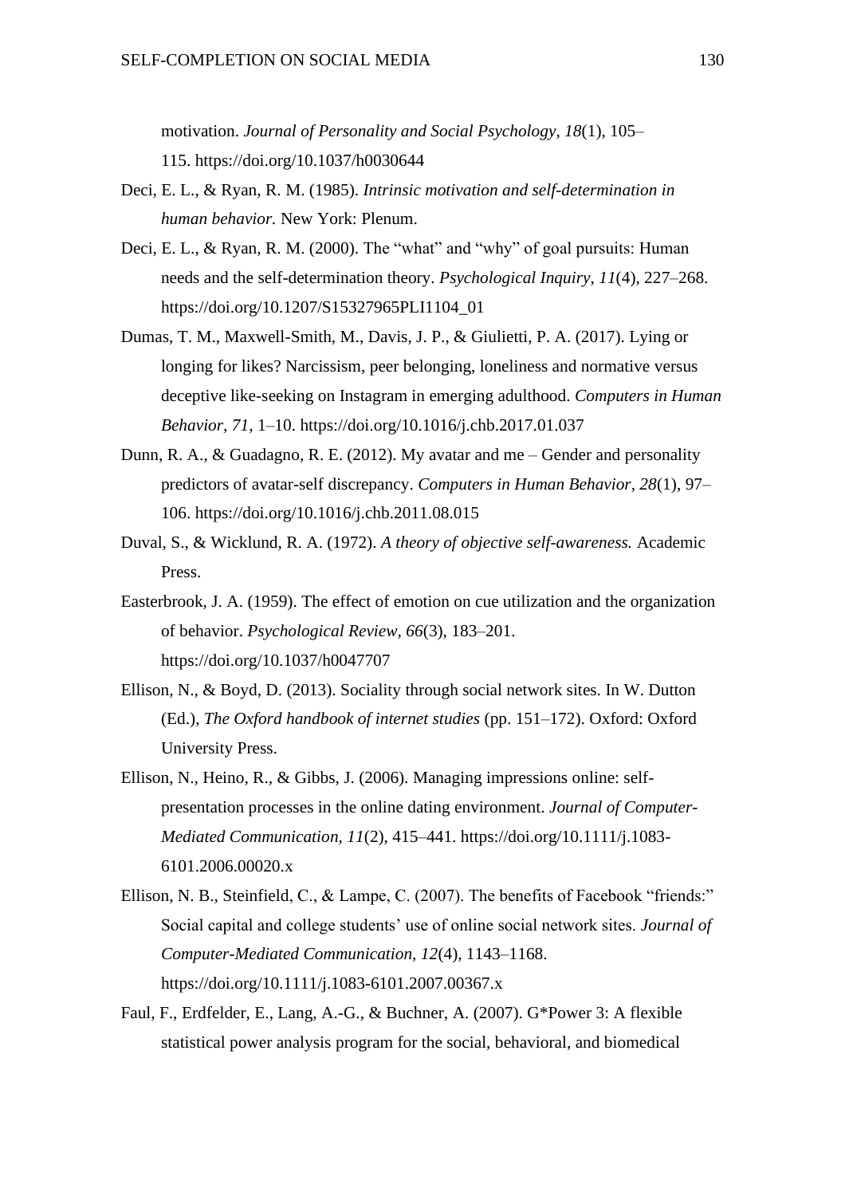motivation. *Journal of Personality and Social Psychology, 18*(1), 105–115. https://doi.org/10.1037/h0030644

Deci, E. L., & Ryan, R. M. (1985). *Intrinsic motivation and self-determination in human behavior.* New York: Plenum.

Deci, E. L., & Ryan, R. M. (2000). The "what" and "why" of goal pursuits: Human needs and the self-determination theory. *Psychological Inquiry, 11*(4), 227–268. https://doi.org/10.1207/S15327965PLI1104_01

Dumas, T. M., Maxwell-Smith, M., Davis, J. P., & Giulietti, P. A. (2017). Lying or longing for likes? Narcissism, peer belonging, loneliness and normative versus deceptive like-seeking on Instagram in emerging adulthood. *Computers in Human Behavior, 71*, 1–10. https://doi.org/10.1016/j.chb.2017.01.037

Dunn, R. A., & Guadagno, R. E. (2012). My avatar and me – Gender and personality predictors of avatar-self discrepancy. *Computers in Human Behavior, 28*(1), 97–106. https://doi.org/10.1016/j.chb.2011.08.015

Duval, S., & Wicklund, R. A. (1972). *A theory of objective self-awareness.* Academic Press.

Easterbrook, J. A. (1959). The effect of emotion on cue utilization and the organization of behavior. *Psychological Review, 66*(3), 183–201. https://doi.org/10.1037/h0047707

Ellison, N., & Boyd, D. (2013). Sociality through social network sites. In W. Dutton (Ed.), *The Oxford handbook of internet studies* (pp. 151–172). Oxford: Oxford University Press.

Ellison, N., Heino, R., & Gibbs, J. (2006). Managing impressions online: self-presentation processes in the online dating environment. *Journal of Computer-Mediated Communication, 11*(2), 415–441. https://doi.org/10.1111/j.1083-6101.2006.00020.x

Ellison, N. B., Steinfield, C., & Lampe, C. (2007). The benefits of Facebook "friends:" Social capital and college students' use of online social network sites. *Journal of Computer-Mediated Communication, 12*(4), 1143–1168. https://doi.org/10.1111/j.1083-6101.2007.00367.x

Faul, F., Erdfelder, E., Lang, A.-G., & Buchner, A. (2007). G*Power 3: A flexible statistical power analysis program for the social, behavioral, and biomedical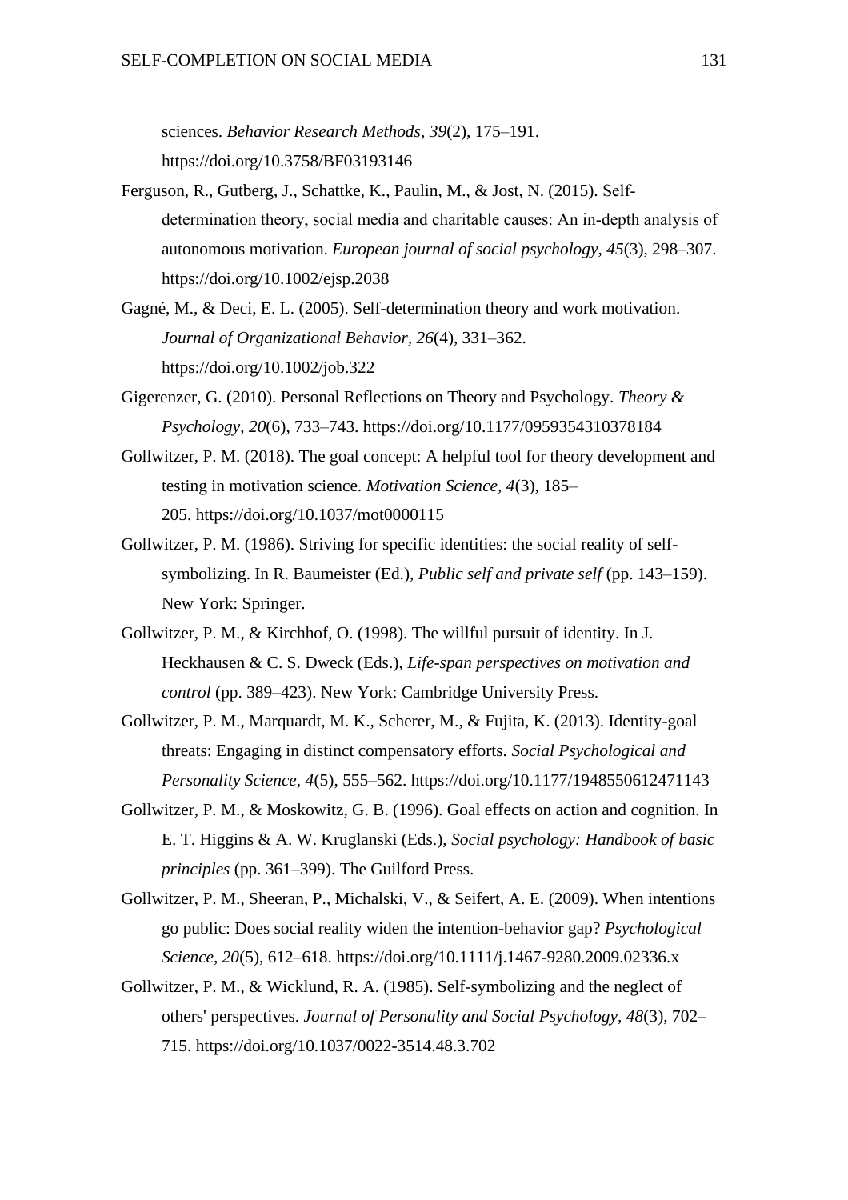sciences. *Behavior Research Methods*, *39*(2), 175–191. https://doi.org/10.3758/BF03193146

Ferguson, R., Gutberg, J., Schattke, K., Paulin, M., & Jost, N. (2015). Self-determination theory, social media and charitable causes: An in-depth analysis of autonomous motivation. *European journal of social psychology*, *45*(3), 298–307. https://doi.org/10.1002/ejsp.2038

Gagné, M., & Deci, E. L. (2005). Self-determination theory and work motivation. *Journal of Organizational Behavior*, *26*(4), 331–362. https://doi.org/10.1002/job.322

Gigerenzer, G. (2010). Personal Reflections on Theory and Psychology. *Theory & Psychology*, *20*(6), 733–743. https://doi.org/10.1177/0959354310378184

Gollwitzer, P. M. (2018). The goal concept: A helpful tool for theory development and testing in motivation science. *Motivation Science, 4*(3), 185–205. https://doi.org/10.1037/mot0000115

Gollwitzer, P. M. (1986). Striving for specific identities: the social reality of self-symbolizing. In R. Baumeister (Ed.), *Public self and private self* (pp. 143–159). New York: Springer.

Gollwitzer, P. M., & Kirchhof, O. (1998). The willful pursuit of identity. In J. Heckhausen & C. S. Dweck (Eds.), *Life-span perspectives on motivation and control* (pp. 389–423). New York: Cambridge University Press.

Gollwitzer, P. M., Marquardt, M. K., Scherer, M., & Fujita, K. (2013). Identity-goal threats: Engaging in distinct compensatory efforts. *Social Psychological and Personality Science, 4*(5), 555–562. https://doi.org/10.1177/1948550612471143

Gollwitzer, P. M., & Moskowitz, G. B. (1996). Goal effects on action and cognition. In E. T. Higgins & A. W. Kruglanski (Eds.), *Social psychology: Handbook of basic principles* (pp. 361–399). The Guilford Press.

Gollwitzer, P. M., Sheeran, P., Michalski, V., & Seifert, A. E. (2009). When intentions go public: Does social reality widen the intention-behavior gap? *Psychological Science*, *20*(5), 612–618. https://doi.org/10.1111/j.1467-9280.2009.02336.x

Gollwitzer, P. M., & Wicklund, R. A. (1985). Self-symbolizing and the neglect of others' perspectives. *Journal of Personality and Social Psychology, 48*(3), 702–715. https://doi.org/10.1037/0022-3514.48.3.702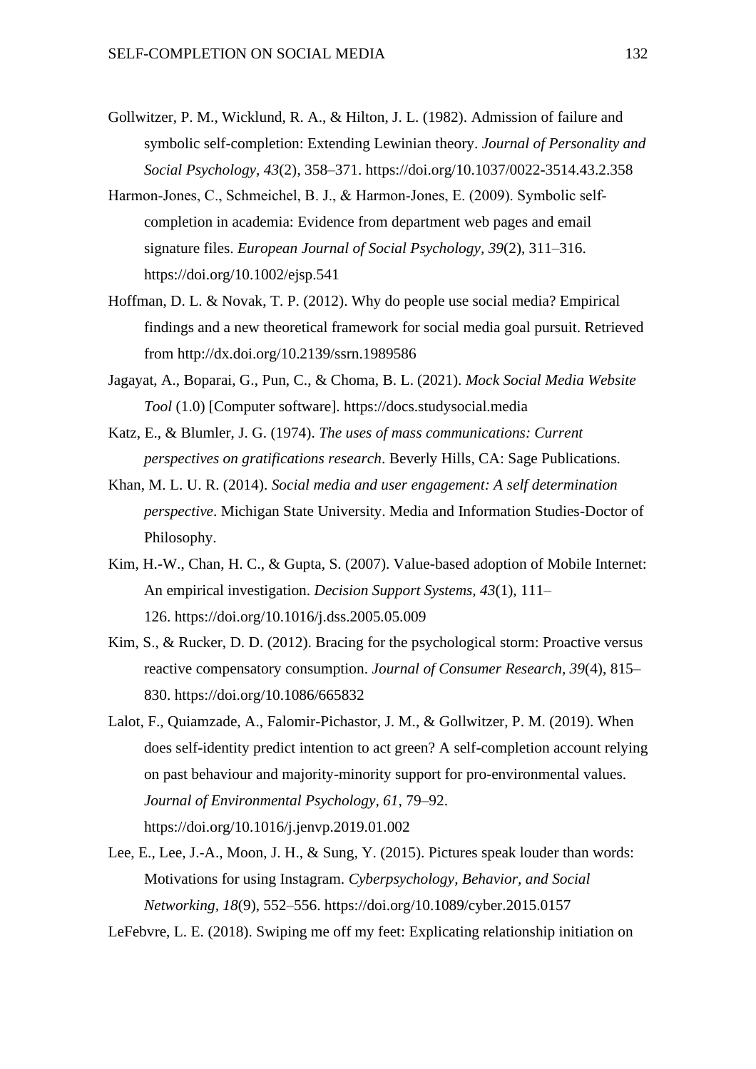Gollwitzer, P. M., Wicklund, R. A., & Hilton, J. L. (1982). Admission of failure and symbolic self-completion: Extending Lewinian theory. *Journal of Personality and Social Psychology, 43*(2), 358–371. https://doi.org/10.1037/0022-3514.43.2.358

Harmon-Jones, C., Schmeichel, B. J., & Harmon-Jones, E. (2009). Symbolic self-completion in academia: Evidence from department web pages and email signature files. *European Journal of Social Psychology, 39*(2), 311–316. https://doi.org/10.1002/ejsp.541

Hoffman, D. L. & Novak, T. P. (2012). Why do people use social media? Empirical findings and a new theoretical framework for social media goal pursuit. Retrieved from http://dx.doi.org/10.2139/ssrn.1989586

Jagayat, A., Boparai, G., Pun, C., & Choma, B. L. (2021). *Mock Social Media Website Tool* (1.0) [Computer software]. https://docs.studysocial.media

Katz, E., & Blumler, J. G. (1974). *The uses of mass communications: Current perspectives on gratifications research*. Beverly Hills, CA: Sage Publications.

Khan, M. L. U. R. (2014). *Social media and user engagement: A self determination perspective*. Michigan State University. Media and Information Studies-Doctor of Philosophy.

Kim, H.-W., Chan, H. C., & Gupta, S. (2007). Value-based adoption of Mobile Internet: An empirical investigation. *Decision Support Systems, 43*(1), 111–126. https://doi.org/10.1016/j.dss.2005.05.009

Kim, S., & Rucker, D. D. (2012). Bracing for the psychological storm: Proactive versus reactive compensatory consumption. *Journal of Consumer Research, 39*(4), 815–830. https://doi.org/10.1086/665832

Lalot, F., Quiamzade, A., Falomir-Pichastor, J. M., & Gollwitzer, P. M. (2019). When does self-identity predict intention to act green? A self-completion account relying on past behaviour and majority-minority support for pro-environmental values. *Journal of Environmental Psychology, 61*, 79–92. https://doi.org/10.1016/j.jenvp.2019.01.002

Lee, E., Lee, J.-A., Moon, J. H., & Sung, Y. (2015). Pictures speak louder than words: Motivations for using Instagram. *Cyberpsychology, Behavior, and Social Networking, 18*(9), 552–556. https://doi.org/10.1089/cyber.2015.0157

LeFebvre, L. E. (2018). Swiping me off my feet: Explicating relationship initiation on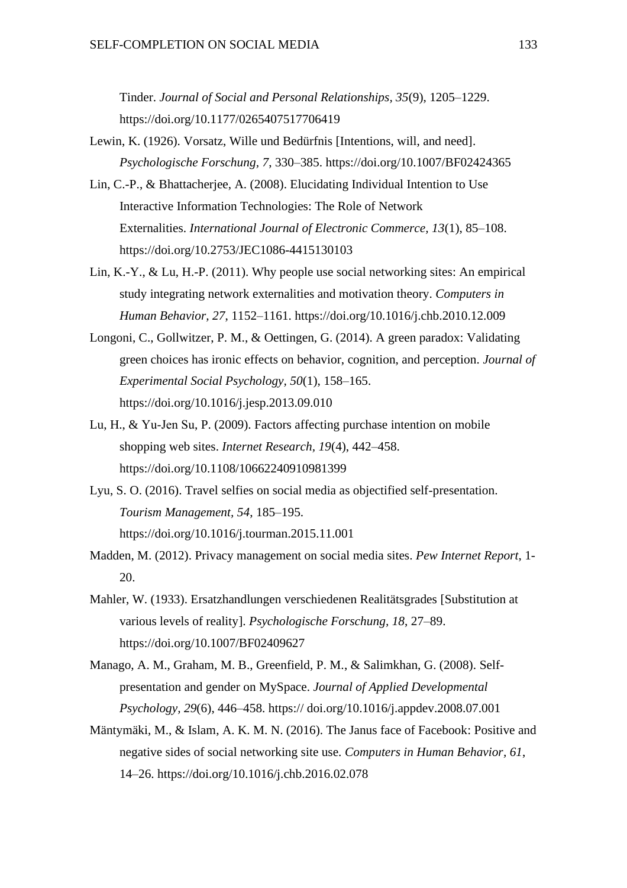Tinder. *Journal of Social and Personal Relationships, 35*(9), 1205–1229. https://doi.org/10.1177/0265407517706419

Lewin, K. (1926). Vorsatz, Wille und Bedürfnis [Intentions, will, and need]. *Psychologische Forschung, 7*, 330–385. https://doi.org/10.1007/BF02424365

Lin, C.-P., & Bhattacherjee, A. (2008). Elucidating Individual Intention to Use Interactive Information Technologies: The Role of Network Externalities. *International Journal of Electronic Commerce, 13*(1), 85–108. https://doi.org/10.2753/JEC1086-4415130103

Lin, K.-Y., & Lu, H.-P. (2011). Why people use social networking sites: An empirical study integrating network externalities and motivation theory. *Computers in Human Behavior, 27*, 1152–1161. https://doi.org/10.1016/j.chb.2010.12.009

Longoni, C., Gollwitzer, P. M., & Oettingen, G. (2014). A green paradox: Validating green choices has ironic effects on behavior, cognition, and perception. *Journal of Experimental Social Psychology, 50*(1), 158–165. https://doi.org/10.1016/j.jesp.2013.09.010

Lu, H., & Yu-Jen Su, P. (2009). Factors affecting purchase intention on mobile shopping web sites. *Internet Research, 19*(4), 442–458. https://doi.org/10.1108/10662240910981399

Lyu, S. O. (2016). Travel selfies on social media as objectified self-presentation. *Tourism Management, 54*, 185–195. https://doi.org/10.1016/j.tourman.2015.11.001

Madden, M. (2012). Privacy management on social media sites. *Pew Internet Report*, 1-20.

Mahler, W. (1933). Ersatzhandlungen verschiedenen Realitätsgrades [Substitution at various levels of reality]. *Psychologische Forschung, 18*, 27–89. https://doi.org/10.1007/BF02409627

Manago, A. M., Graham, M. B., Greenfield, P. M., & Salimkhan, G. (2008). Self-presentation and gender on MySpace. *Journal of Applied Developmental Psychology, 29*(6), 446–458. https:// doi.org/10.1016/j.appdev.2008.07.001

Mäntymäki, M., & Islam, A. K. M. N. (2016). The Janus face of Facebook: Positive and negative sides of social networking site use. *Computers in Human Behavior, 61*, 14–26. https://doi.org/10.1016/j.chb.2016.02.078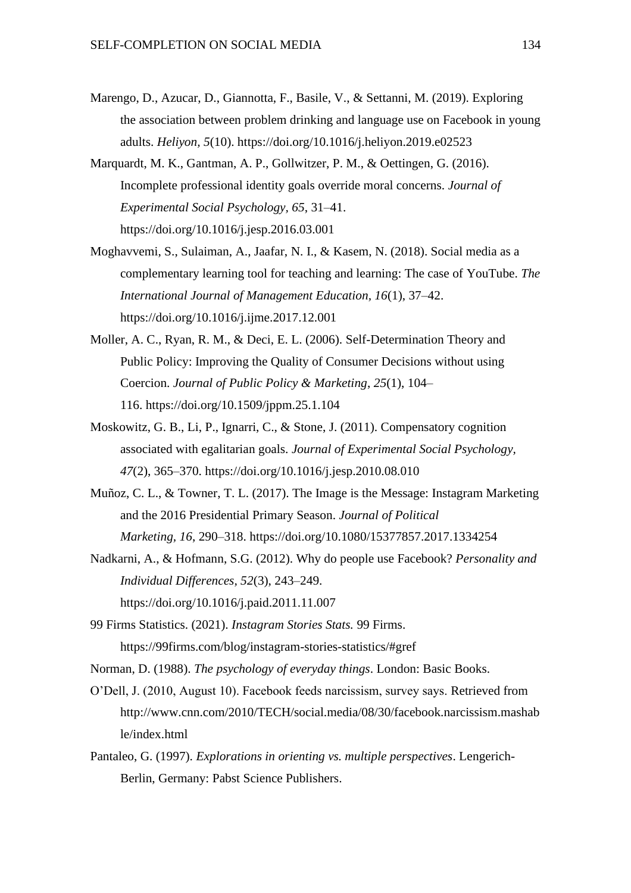Marengo, D., Azucar, D., Giannotta, F., Basile, V., & Settanni, M. (2019). Exploring the association between problem drinking and language use on Facebook in young adults. *Heliyon, 5*(10). https://doi.org/10.1016/j.heliyon.2019.e02523

Marquardt, M. K., Gantman, A. P., Gollwitzer, P. M., & Oettingen, G. (2016). Incomplete professional identity goals override moral concerns. *Journal of Experimental Social Psychology, 65*, 31–41. https://doi.org/10.1016/j.jesp.2016.03.001

Moghavvemi, S., Sulaiman, A., Jaafar, N. I., & Kasem, N. (2018). Social media as a complementary learning tool for teaching and learning: The case of YouTube. *The International Journal of Management Education, 16*(1), 37–42. https://doi.org/10.1016/j.ijme.2017.12.001

Moller, A. C., Ryan, R. M., & Deci, E. L. (2006). Self-Determination Theory and Public Policy: Improving the Quality of Consumer Decisions without using Coercion. *Journal of Public Policy & Marketing*, *25*(1), 104–116. https://doi.org/10.1509/jppm.25.1.104

Moskowitz, G. B., Li, P., Ignarri, C., & Stone, J. (2011). Compensatory cognition associated with egalitarian goals. *Journal of Experimental Social Psychology, 47*(2), 365–370. https://doi.org/10.1016/j.jesp.2010.08.010

Muñoz, C. L., & Towner, T. L. (2017). The Image is the Message: Instagram Marketing and the 2016 Presidential Primary Season. *Journal of Political Marketing, 16*, 290–318. https://doi.org/10.1080/15377857.2017.1334254

Nadkarni, A., & Hofmann, S.G. (2012). Why do people use Facebook? *Personality and Individual Differences, 52*(3), 243–249. https://doi.org/10.1016/j.paid.2011.11.007

99 Firms Statistics. (2021). *Instagram Stories Stats.* 99 Firms. https://99firms.com/blog/instagram-stories-statistics/#gref

Norman, D. (1988). *The psychology of everyday things*. London: Basic Books.

O'Dell, J. (2010, August 10). Facebook feeds narcissism, survey says. Retrieved from http://www.cnn.com/2010/TECH/social.media/08/30/facebook.narcissism.mashable/index.html

Pantaleo, G. (1997). *Explorations in orienting vs. multiple perspectives*. Lengerich-Berlin, Germany: Pabst Science Publishers.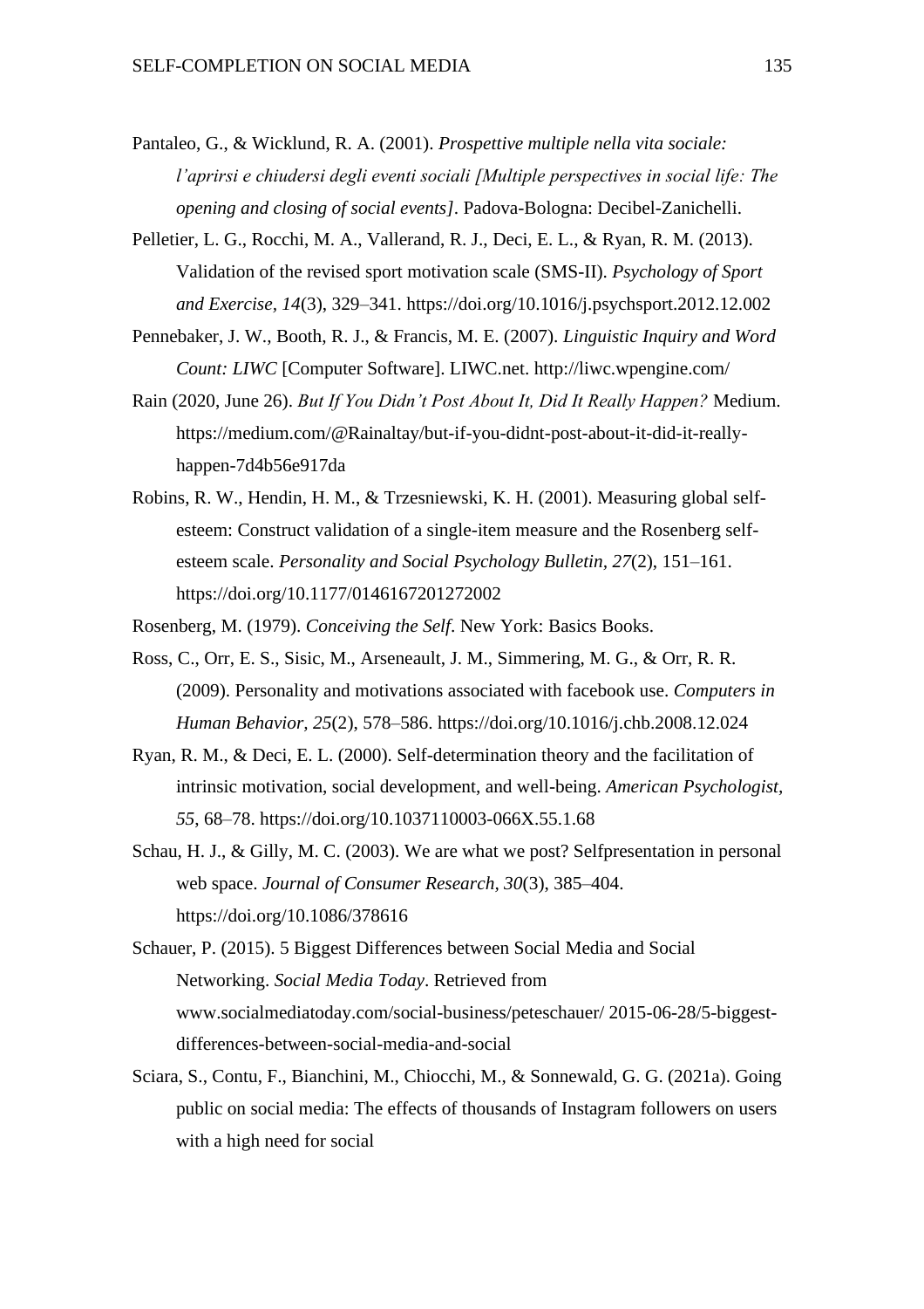Pantaleo, G., & Wicklund, R. A. (2001). *Prospettive multiple nella vita sociale: l'aprirsi e chiudersi degli eventi sociali [Multiple perspectives in social life: The opening and closing of social events]*. Padova-Bologna: Decibel-Zanichelli.

Pelletier, L. G., Rocchi, M. A., Vallerand, R. J., Deci, E. L., & Ryan, R. M. (2013). Validation of the revised sport motivation scale (SMS-II). *Psychology of Sport and Exercise, 14*(3), 329–341. https://doi.org/10.1016/j.psychsport.2012.12.002

Pennebaker, J. W., Booth, R. J., & Francis, M. E. (2007). *Linguistic Inquiry and Word Count: LIWC* [Computer Software]. LIWC.net. http://liwc.wpengine.com/

Rain (2020, June 26). *But If You Didn't Post About It, Did It Really Happen?* Medium. https://medium.com/@Rainaltay/but-if-you-didnt-post-about-it-did-it-really-happen-7d4b56e917da

Robins, R. W., Hendin, H. M., & Trzesniewski, K. H. (2001). Measuring global self-esteem: Construct validation of a single-item measure and the Rosenberg self-esteem scale. *Personality and Social Psychology Bulletin, 27*(2), 151–161. https://doi.org/10.1177/0146167201272002

Rosenberg, M. (1979). *Conceiving the Self*. New York: Basics Books.

Ross, C., Orr, E. S., Sisic, M., Arseneault, J. M., Simmering, M. G., & Orr, R. R. (2009). Personality and motivations associated with facebook use. *Computers in Human Behavior, 25*(2), 578–586. https://doi.org/10.1016/j.chb.2008.12.024

Ryan, R. M., & Deci, E. L. (2000). Self-determination theory and the facilitation of intrinsic motivation, social development, and well-being. *American Psychologist, 55*, 68–78. https://doi.org/10.1037110003-066X.55.1.68

Schau, H. J., & Gilly, M. C. (2003). We are what we post? Selfpresentation in personal web space. *Journal of Consumer Research, 30*(3), 385–404. https://doi.org/10.1086/378616

Schauer, P. (2015). 5 Biggest Differences between Social Media and Social Networking. *Social Media Today*. Retrieved from www.socialmediatoday.com/social-business/peteschauer/ 2015-06-28/5-biggest-differences-between-social-media-and-social

Sciara, S., Contu, F., Bianchini, M., Chiocchi, M., & Sonnewald, G. G. (2021a). Going public on social media: The effects of thousands of Instagram followers on users with a high need for social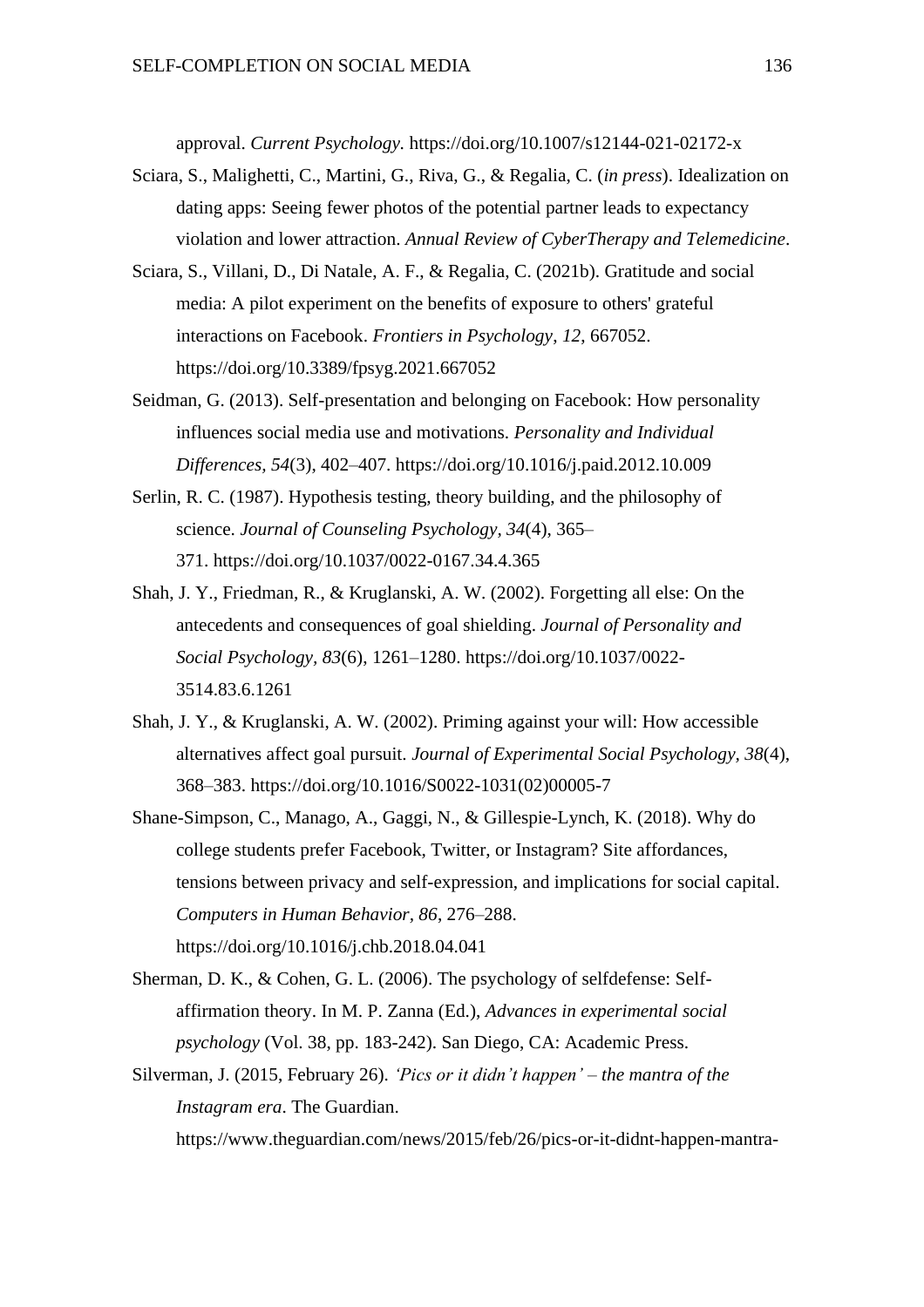approval. *Current Psychology.* https://doi.org/10.1007/s12144-021-02172-x

Sciara, S., Malighetti, C., Martini, G., Riva, G., & Regalia, C. (*in press*). Idealization on dating apps: Seeing fewer photos of the potential partner leads to expectancy violation and lower attraction. *Annual Review of CyberTherapy and Telemedicine*.

Sciara, S., Villani, D., Di Natale, A. F., & Regalia, C. (2021b). Gratitude and social media: A pilot experiment on the benefits of exposure to others' grateful interactions on Facebook. *Frontiers in Psychology*, *12*, 667052. https://doi.org/10.3389/fpsyg.2021.667052

Seidman, G. (2013). Self-presentation and belonging on Facebook: How personality influences social media use and motivations. *Personality and Individual Differences, 54*(3), 402–407. https://doi.org/10.1016/j.paid.2012.10.009

Serlin, R. C. (1987). Hypothesis testing, theory building, and the philosophy of science. *Journal of Counseling Psychology, 34*(4), 365–371. https://doi.org/10.1037/0022-0167.34.4.365

Shah, J. Y., Friedman, R., & Kruglanski, A. W. (2002). Forgetting all else: On the antecedents and consequences of goal shielding. *Journal of Personality and Social Psychology, 83*(6), 1261–1280. https://doi.org/10.1037/0022-3514.83.6.1261

Shah, J. Y., & Kruglanski, A. W. (2002). Priming against your will: How accessible alternatives affect goal pursuit. *Journal of Experimental Social Psychology, 38*(4), 368–383. https://doi.org/10.1016/S0022-1031(02)00005-7

Shane-Simpson, C., Manago, A., Gaggi, N., & Gillespie-Lynch, K. (2018). Why do college students prefer Facebook, Twitter, or Instagram? Site affordances, tensions between privacy and self-expression, and implications for social capital. *Computers in Human Behavior*, *86*, 276–288. https://doi.org/10.1016/j.chb.2018.04.041

Sherman, D. K., & Cohen, G. L. (2006). The psychology of selfdefense: Self-affirmation theory. In M. P. Zanna (Ed.), *Advances in experimental social psychology* (Vol. 38, pp. 183-242). San Diego, CA: Academic Press.

Silverman, J. (2015, February 26). *'Pics or it didn't happen' – the mantra of the Instagram era*. The Guardian. https://www.theguardian.com/news/2015/feb/26/pics-or-it-didnt-happen-mantra-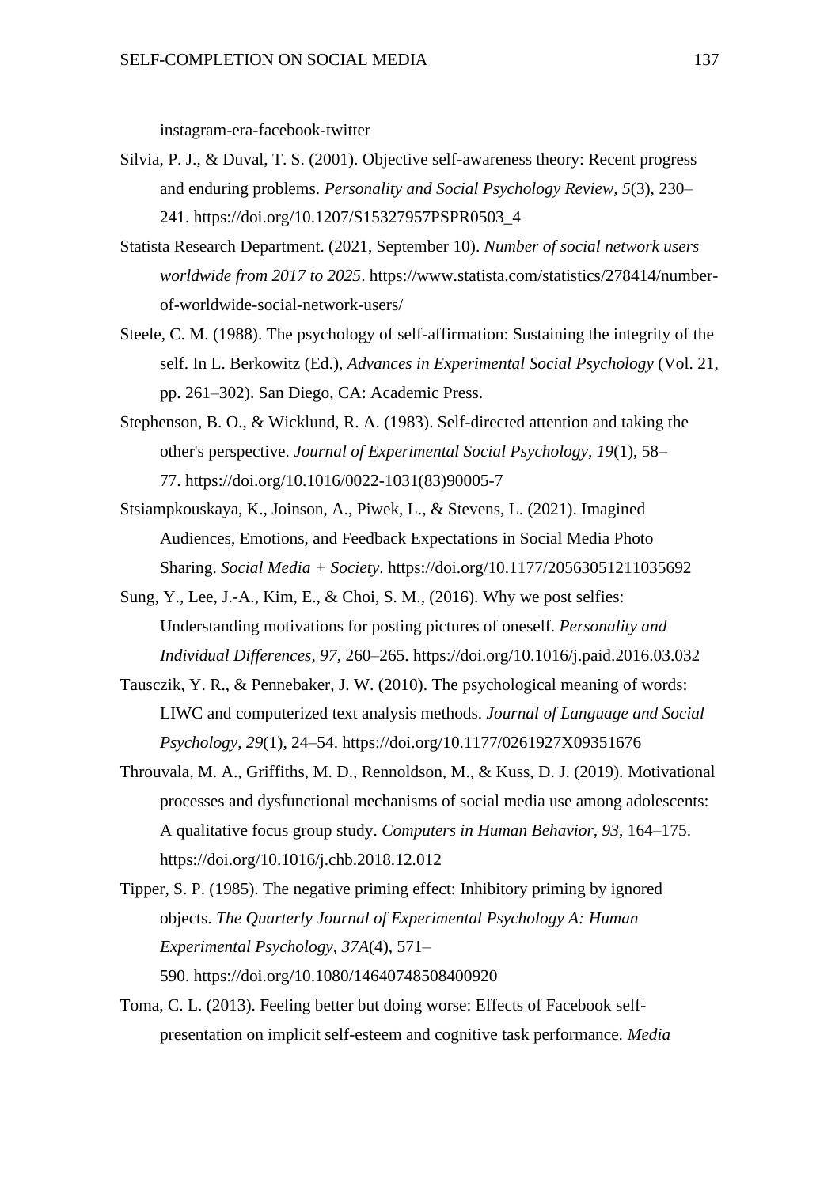instagram-era-facebook-twitter

Silvia, P. J., & Duval, T. S. (2001). Objective self-awareness theory: Recent progress and enduring problems. *Personality and Social Psychology Review*, *5*(3), 230–241. https://doi.org/10.1207/S15327957PSPR0503_4

Statista Research Department. (2021, September 10). *Number of social network users worldwide from 2017 to 2025*. https://www.statista.com/statistics/278414/number-of-worldwide-social-network-users/

Steele, C. M. (1988). The psychology of self-affirmation: Sustaining the integrity of the self. In L. Berkowitz (Ed.), *Advances in Experimental Social Psychology* (Vol. 21, pp. 261–302). San Diego, CA: Academic Press.

Stephenson, B. O., & Wicklund, R. A. (1983). Self-directed attention and taking the other's perspective. *Journal of Experimental Social Psychology, 19*(1), 58–77. https://doi.org/10.1016/0022-1031(83)90005-7

Stsiampkouskaya, K., Joinson, A., Piwek, L., & Stevens, L. (2021). Imagined Audiences, Emotions, and Feedback Expectations in Social Media Photo Sharing. *Social Media + Society*. https://doi.org/10.1177/20563051211035692

Sung, Y., Lee, J.-A., Kim, E., & Choi, S. M., (2016). Why we post selfies: Understanding motivations for posting pictures of oneself. *Personality and Individual Differences, 97*, 260–265. https://doi.org/10.1016/j.paid.2016.03.032

Tausczik, Y. R., & Pennebaker, J. W. (2010). The psychological meaning of words: LIWC and computerized text analysis methods. *Journal of Language and Social Psychology*, *29*(1), 24–54. https://doi.org/10.1177/0261927X09351676

Throuvala, M. A., Griffiths, M. D., Rennoldson, M., & Kuss, D. J. (2019). Motivational processes and dysfunctional mechanisms of social media use among adolescents: A qualitative focus group study. *Computers in Human Behavior, 93,* 164–175. https://doi.org/10.1016/j.chb.2018.12.012

Tipper, S. P. (1985). The negative priming effect: Inhibitory priming by ignored objects. *The Quarterly Journal of Experimental Psychology A: Human Experimental Psychology, 37A*(4), 571–590. https://doi.org/10.1080/14640748508400920

Toma, C. L. (2013). Feeling better but doing worse: Effects of Facebook self-presentation on implicit self-esteem and cognitive task performance. *Media*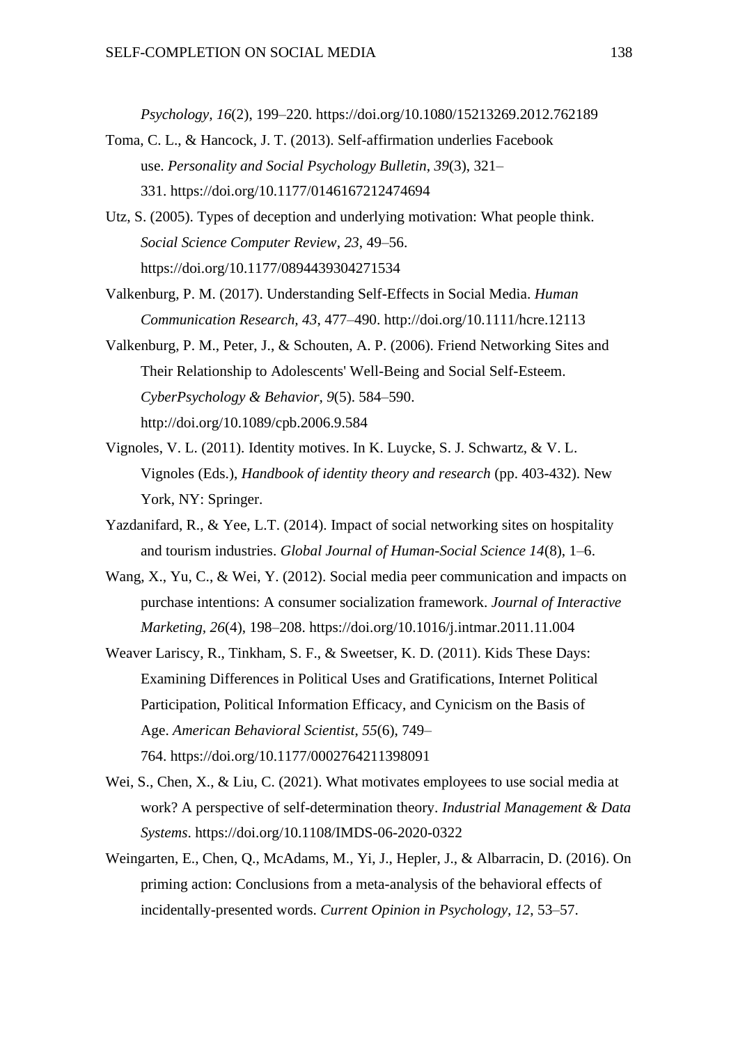*Psychology, 16*(2), 199–220. https://doi.org/10.1080/15213269.2012.762189

Toma, C. L., & Hancock, J. T. (2013). Self-affirmation underlies Facebook use. *Personality and Social Psychology Bulletin*, *39*(3), 321–331. https://doi.org/10.1177/0146167212474694

Utz, S. (2005). Types of deception and underlying motivation: What people think. *Social Science Computer Review*, *23*, 49–56. https://doi.org/10.1177/0894439304271534

Valkenburg, P. M. (2017). Understanding Self-Effects in Social Media. *Human Communication Research, 43*, 477–490. http://doi.org/10.1111/hcre.12113

Valkenburg, P. M., Peter, J., & Schouten, A. P. (2006). Friend Networking Sites and Their Relationship to Adolescents' Well-Being and Social Self-Esteem. *CyberPsychology & Behavior, 9*(5). 584–590. http://doi.org/10.1089/cpb.2006.9.584

Vignoles, V. L. (2011). Identity motives. In K. Luycke, S. J. Schwartz, & V. L. Vignoles (Eds.), *Handbook of identity theory and research* (pp. 403-432). New York, NY: Springer.

Yazdanifard, R., & Yee, L.T. (2014). Impact of social networking sites on hospitality and tourism industries. *Global Journal of Human-Social Science 14*(8), 1–6.

Wang, X., Yu, C., & Wei, Y. (2012). Social media peer communication and impacts on purchase intentions: A consumer socialization framework. *Journal of Interactive Marketing, 26*(4), 198–208. https://doi.org/10.1016/j.intmar.2011.11.004

Weaver Lariscy, R., Tinkham, S. F., & Sweetser, K. D. (2011). Kids These Days: Examining Differences in Political Uses and Gratifications, Internet Political Participation, Political Information Efficacy, and Cynicism on the Basis of Age. *American Behavioral Scientist*, *55*(6), 749–764. https://doi.org/10.1177/0002764211398091

Wei, S., Chen, X., & Liu, C. (2021). What motivates employees to use social media at work? A perspective of self-determination theory. *Industrial Management & Data Systems*. https://doi.org/10.1108/IMDS-06-2020-0322

Weingarten, E., Chen, Q., McAdams, M., Yi, J., Hepler, J., & Albarracin, D. (2016). On priming action: Conclusions from a meta-analysis of the behavioral effects of incidentally-presented words. *Current Opinion in Psychology, 12*, 53–57.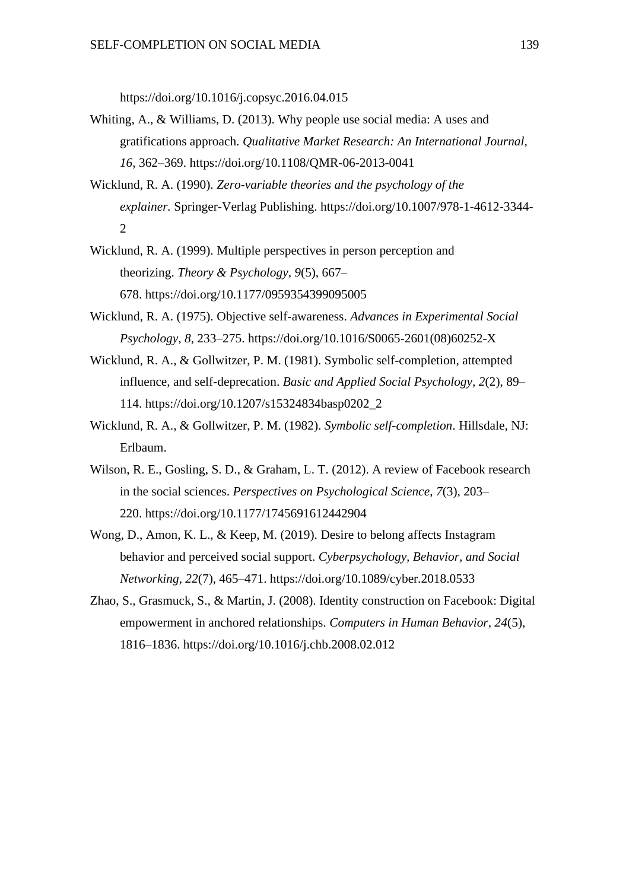https://doi.org/10.1016/j.copsyc.2016.04.015

Whiting, A., & Williams, D. (2013). Why people use social media: A uses and gratifications approach. *Qualitative Market Research: An International Journal*, *16*, 362–369. https://doi.org/10.1108/QMR-06-2013-0041

Wicklund, R. A. (1990). *Zero-variable theories and the psychology of the explainer.* Springer-Verlag Publishing. https://doi.org/10.1007/978-1-4612-3344-2

Wicklund, R. A. (1999). Multiple perspectives in person perception and theorizing. *Theory & Psychology*, *9*(5), 667–678. https://doi.org/10.1177/0959354399095005

Wicklund, R. A. (1975). Objective self-awareness. *Advances in Experimental Social Psychology*, *8*, 233–275. https://doi.org/10.1016/S0065-2601(08)60252-X

Wicklund, R. A., & Gollwitzer, P. M. (1981). Symbolic self-completion, attempted influence, and self-deprecation. *Basic and Applied Social Psychology*, *2*(2), 89–114. https://doi.org/10.1207/s15324834basp0202_2

Wicklund, R. A., & Gollwitzer, P. M. (1982). *Symbolic self-completion*. Hillsdale, NJ: Erlbaum.

Wilson, R. E., Gosling, S. D., & Graham, L. T. (2012). A review of Facebook research in the social sciences. *Perspectives on Psychological Science*, *7*(3), 203–220. https://doi.org/10.1177/1745691612442904

Wong, D., Amon, K. L., & Keep, M. (2019). Desire to belong affects Instagram behavior and perceived social support. *Cyberpsychology, Behavior, and Social Networking*, *22*(7), 465–471. https://doi.org/10.1089/cyber.2018.0533

Zhao, S., Grasmuck, S., & Martin, J. (2008). Identity construction on Facebook: Digital empowerment in anchored relationships. *Computers in Human Behavior*, *24*(5), 1816–1836. https://doi.org/10.1016/j.chb.2008.02.012